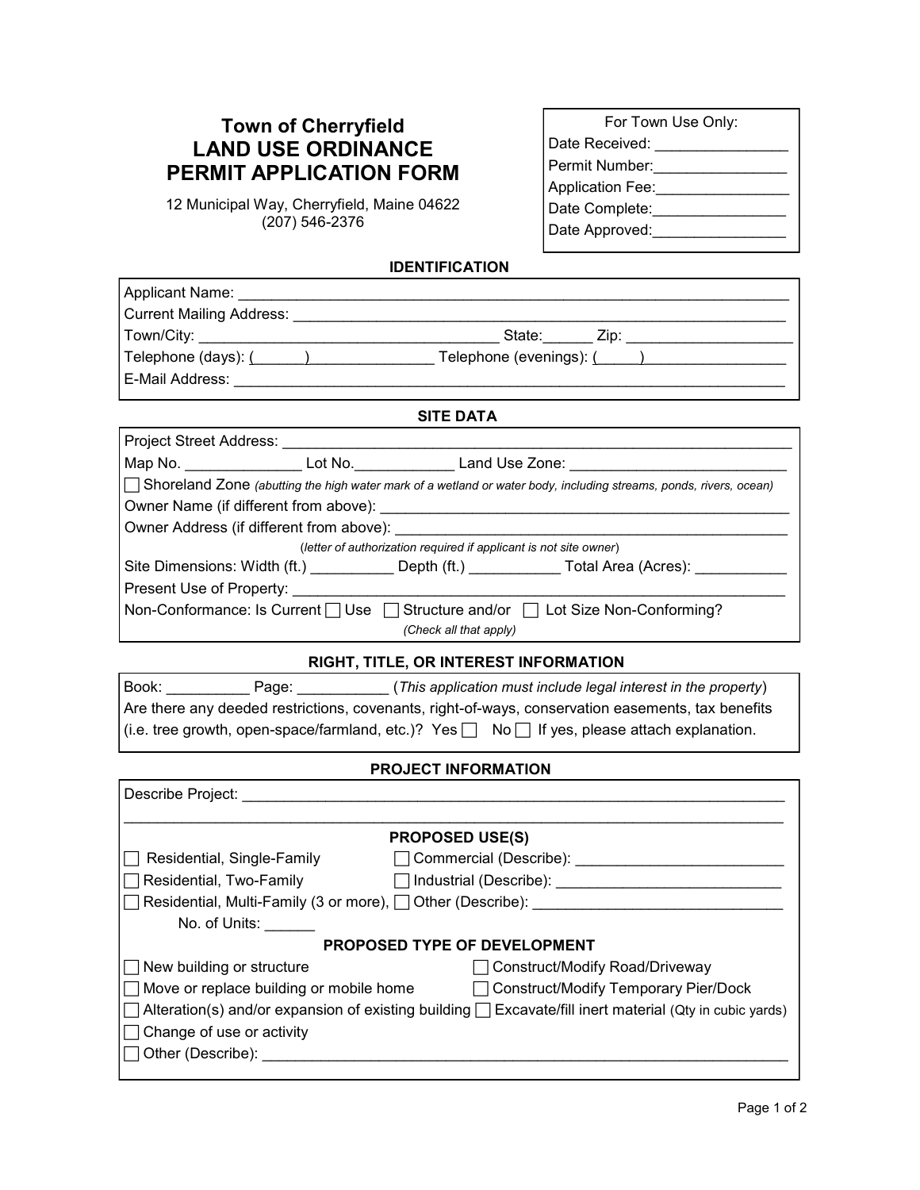# Town of Cherryfield
# LAND USE ORDINANCE PERMIT APPLICATION FORM

12 Municipal Way, Cherryfield, Maine 04622
(207) 546-2376

**For Town Use Only:**
Date Received: ________________
Permit Number: ________________
Application Fee: ________________
Date Complete: ________________
Date Approved: ________________

## IDENTIFICATION

Applicant Name: ______________________________________________________________
Current Mailing Address: ________________________________________________________
Town/City: ____________________________________ State:______ Zip: ___________________
Telephone (days): (______)_______________ Telephone (evenings): (_____)_________________
E-Mail Address: _______________________________________________________________

## SITE DATA

Project Street Address: __________________________________________________________
Map No. ______________ Lot No.____________ Land Use Zone: _________________________
☐ Shoreland Zone *(abutting the high water mark of a wetland or water body, including streams, ponds, rivers, ocean)*
Owner Name (if different from above): _______________________________________________
Owner Address (if different from above): _____________________________________________
(*letter of authorization required if applicant is not site owner*)
Site Dimensions: Width (ft.) __________ Depth (ft.) ___________ Total Area (Acres): ___________
Present Use of Property: _________________________________________________________
Non-Conformance: Is Current ☐ Use ☐ Structure and/or ☐ Lot Size Non-Conforming?
*(Check all that apply)*

## RIGHT, TITLE, OR INTEREST INFORMATION

Book: __________ Page: ___________ (*This application must include legal interest in the property*)
Are there any deeded restrictions, covenants, right-of-ways, conservation easements, tax benefits (i.e. tree growth, open-space/farmland, etc.)? Yes ☐ No ☐ If yes, please attach explanation.

## PROJECT INFORMATION

Describe Project: _______________________________________________________________
_____________________________________________________________________________

### PROPOSED USE(S)

☐ Residential, Single-Family
☐ Residential, Two-Family
☐ Residential, Multi-Family (3 or more), No. of Units: ______
☐ Commercial (Describe): _________________________
☐ Industrial (Describe): ___________________________
☐ Other (Describe): ______________________________

### PROPOSED TYPE OF DEVELOPMENT

☐ New building or structure
☐ Move or replace building or mobile home
☐ Alteration(s) and/or expansion of existing building
☐ Change of use or activity
☐ Construct/Modify Road/Driveway
☐ Construct/Modify Temporary Pier/Dock
☐ Excavate/fill inert material (Qty in cubic yards)
☐ Other (Describe): _______________________________________________________________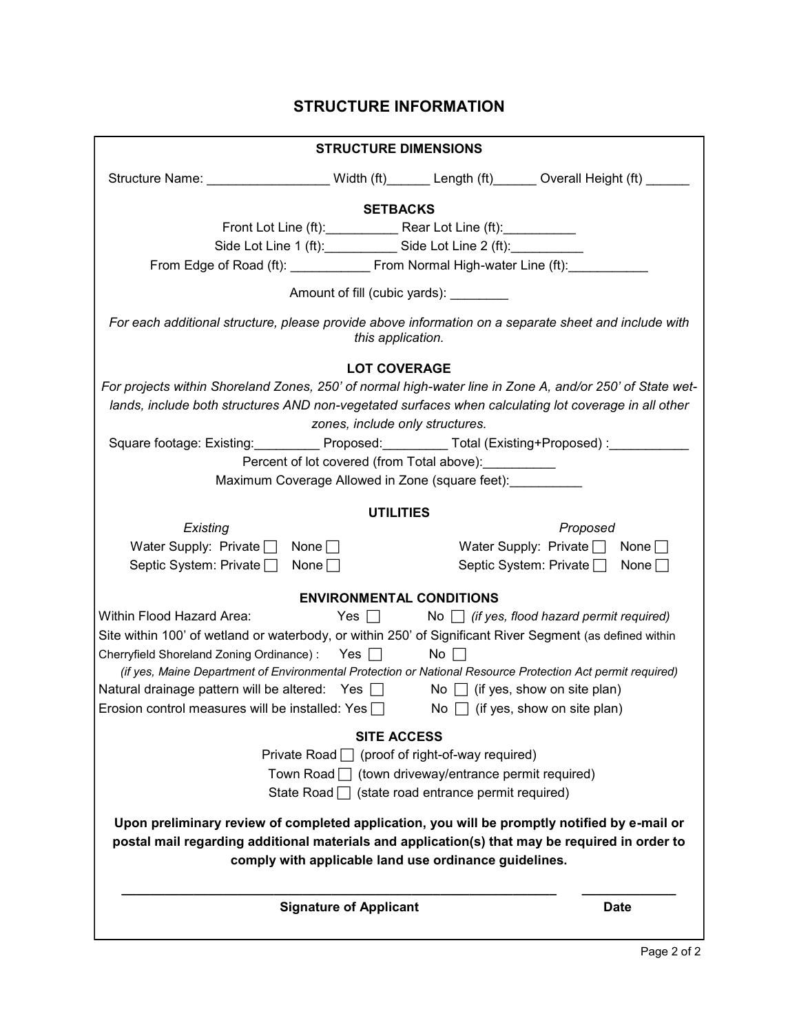# STRUCTURE INFORMATION

## STRUCTURE DIMENSIONS

Structure Name: _________________ Width (ft)______ Length (ft)______ Overall Height (ft) ______

### SETBACKS

Front Lot Line (ft):__________ Rear Lot Line (ft):__________

Side Lot Line 1 (ft):__________ Side Lot Line 2 (ft):__________

From Edge of Road (ft): ___________ From Normal High-water Line (ft):___________

Amount of fill (cubic yards): ________

*For each additional structure, please provide above information on a separate sheet and include with this application.*

### LOT COVERAGE

*For projects within Shoreland Zones, 250' of normal high-water line in Zone A, and/or 250' of State wetlands, include both structures AND non-vegetated surfaces when calculating lot coverage in all other zones, include only structures.*

Square footage: Existing:_________ Proposed:_________ Total (Existing+Proposed) :___________

Percent of lot covered (from Total above):__________

Maximum Coverage Allowed in Zone (square feet):__________

### UTILITIES

| *Existing* | *Proposed* |
|---|---|
| Water Supply: Private ☐ None ☐ | Water Supply: Private ☐ None ☐ |
| Septic System: Private ☐ None ☐ | Septic System: Private ☐ None ☐ |

### ENVIRONMENTAL CONDITIONS

Within Flood Hazard Area: Yes ☐ No ☐ *(if yes, flood hazard permit required)*

Site within 100' of wetland or waterbody, or within 250' of Significant River Segment (as defined within Cherryfield Shoreland Zoning Ordinance) : Yes ☐ No ☐

*(if yes, Maine Department of Environmental Protection or National Resource Protection Act permit required)*

Natural drainage pattern will be altered: Yes ☐ No ☐ (if yes, show on site plan)

Erosion control measures will be installed: Yes ☐ No ☐ (if yes, show on site plan)

### SITE ACCESS

Private Road ☐ (proof of right-of-way required)

Town Road ☐ (town driveway/entrance permit required)

State Road ☐ (state road entrance permit required)

**Upon preliminary review of completed application, you will be promptly notified by e-mail or postal mail regarding additional materials and application(s) that may be required in order to comply with applicable land use ordinance guidelines.**

_____________________________________________ _____________

**Signature of Applicant** **Date**